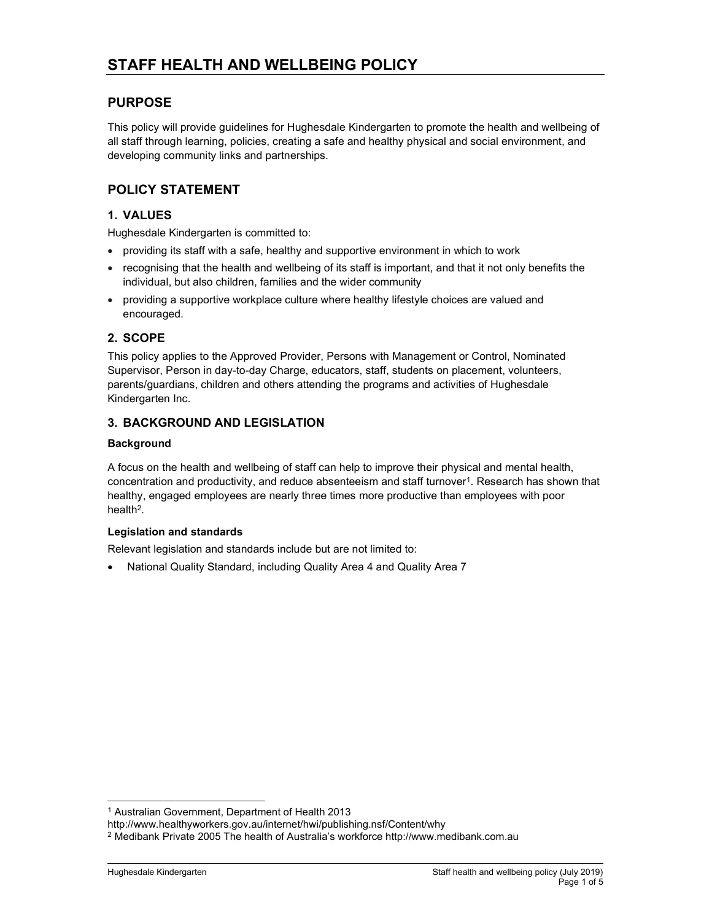# STAFF HEALTH AND WELLBEING POLICY

## PURPOSE

This policy will provide guidelines for Hughesdale Kindergarten to promote the health and wellbeing of all staff through learning, policies, creating a safe and healthy physical and social environment, and developing community links and partnerships.

## POLICY STATEMENT

### 1. VALUES

Hughesdale Kindergarten is committed to:

- providing its staff with a safe, healthy and supportive environment in which to work
- recognising that the health and wellbeing of its staff is important, and that it not only benefits the individual, but also children, families and the wider community
- providing a supportive workplace culture where healthy lifestyle choices are valued and encouraged.

### 2. SCOPE

This policy applies to the Approved Provider, Persons with Management or Control, Nominated Supervisor, Person in day-to-day Charge, educators, staff, students on placement, volunteers, parents/guardians, children and others attending the programs and activities of Hughesdale Kindergarten Inc.

### 3. BACKGROUND AND LEGISLATION

**Background**

A focus on the health and wellbeing of staff can help to improve their physical and mental health, concentration and productivity, and reduce absenteeism and staff turnover[1]. Research has shown that healthy, engaged employees are nearly three times more productive than employees with poor health[2].

**Legislation and standards**

Relevant legislation and standards include but are not limited to:

- National Quality Standard, including Quality Area 4 and Quality Area 7

---

[1] Australian Government, Department of Health 2013 http://www.healthyworkers.gov.au/internet/hwi/publishing.nsf/Content/why

[2] Medibank Private 2005 The health of Australia's workforce http://www.medibank.com.au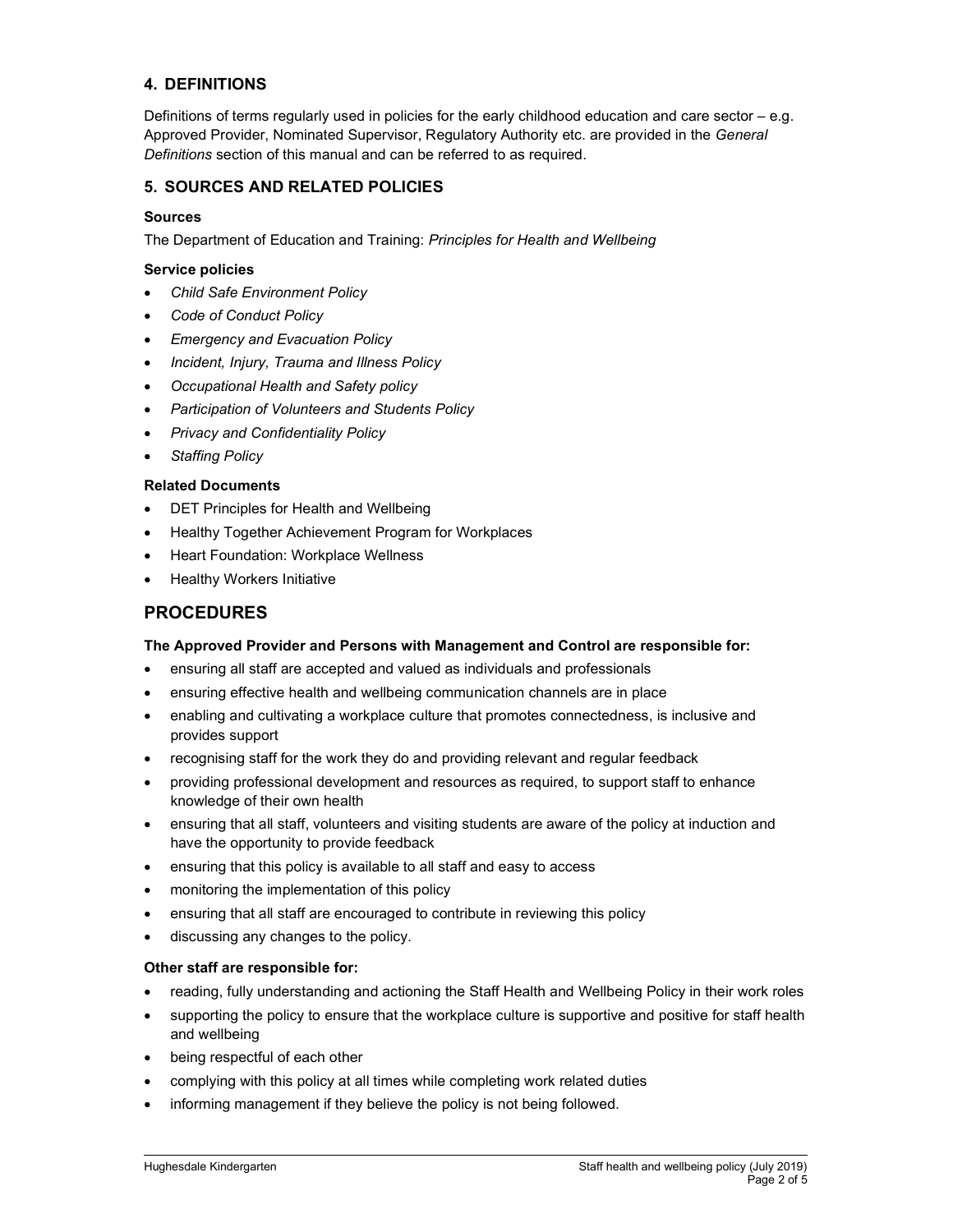## 4. DEFINITIONS

Definitions of terms regularly used in policies for the early childhood education and care sector – e.g. Approved Provider, Nominated Supervisor, Regulatory Authority etc. are provided in the *General Definitions* section of this manual and can be referred to as required.

## 5. SOURCES AND RELATED POLICIES

### Sources

The Department of Education and Training: *Principles for Health and Wellbeing*

### Service policies

- *Child Safe Environment Policy*
- *Code of Conduct Policy*
- *Emergency and Evacuation Policy*
- *Incident, Injury, Trauma and Illness Policy*
- *Occupational Health and Safety policy*
- *Participation of Volunteers and Students Policy*
- *Privacy and Confidentiality Policy*
- *Staffing Policy*

### Related Documents

- DET Principles for Health and Wellbeing
- Healthy Together Achievement Program for Workplaces
- Heart Foundation: Workplace Wellness
- Healthy Workers Initiative

# PROCEDURES

**The Approved Provider and Persons with Management and Control are responsible for:**

- ensuring all staff are accepted and valued as individuals and professionals
- ensuring effective health and wellbeing communication channels are in place
- enabling and cultivating a workplace culture that promotes connectedness, is inclusive and provides support
- recognising staff for the work they do and providing relevant and regular feedback
- providing professional development and resources as required, to support staff to enhance knowledge of their own health
- ensuring that all staff, volunteers and visiting students are aware of the policy at induction and have the opportunity to provide feedback
- ensuring that this policy is available to all staff and easy to access
- monitoring the implementation of this policy
- ensuring that all staff are encouraged to contribute in reviewing this policy
- discussing any changes to the policy.

**Other staff are responsible for:**

- reading, fully understanding and actioning the Staff Health and Wellbeing Policy in their work roles
- supporting the policy to ensure that the workplace culture is supportive and positive for staff health and wellbeing
- being respectful of each other
- complying with this policy at all times while completing work related duties
- informing management if they believe the policy is not being followed.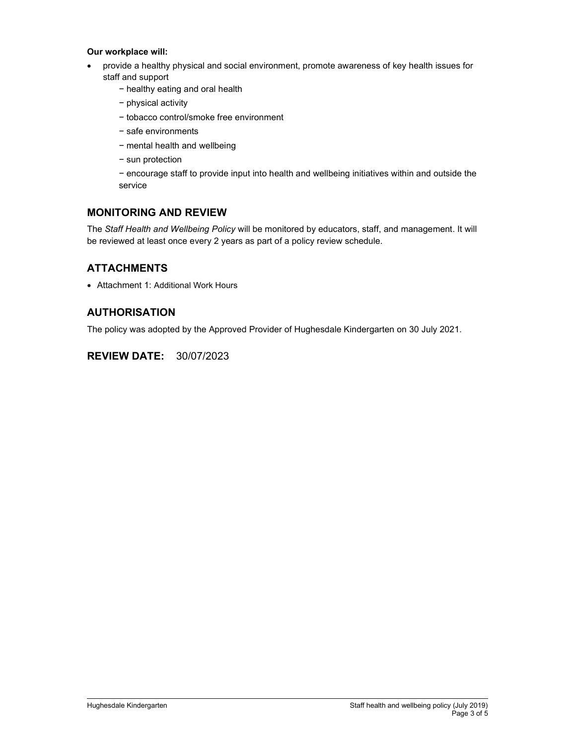**Our workplace will:**

- provide a healthy physical and social environment, promote awareness of key health issues for staff and support
    - − healthy eating and oral health
    - − physical activity
    - − tobacco control/smoke free environment
    - − safe environments
    - − mental health and wellbeing
    - − sun protection
    - − encourage staff to provide input into health and wellbeing initiatives within and outside the service

## MONITORING AND REVIEW

The *Staff Health and Wellbeing Policy* will be monitored by educators, staff, and management. It will be reviewed at least once every 2 years as part of a policy review schedule.

## ATTACHMENTS

- Attachment 1: Additional Work Hours

## AUTHORISATION

The policy was adopted by the Approved Provider of Hughesdale Kindergarten on 30 July 2021.

## REVIEW DATE: 30/07/2023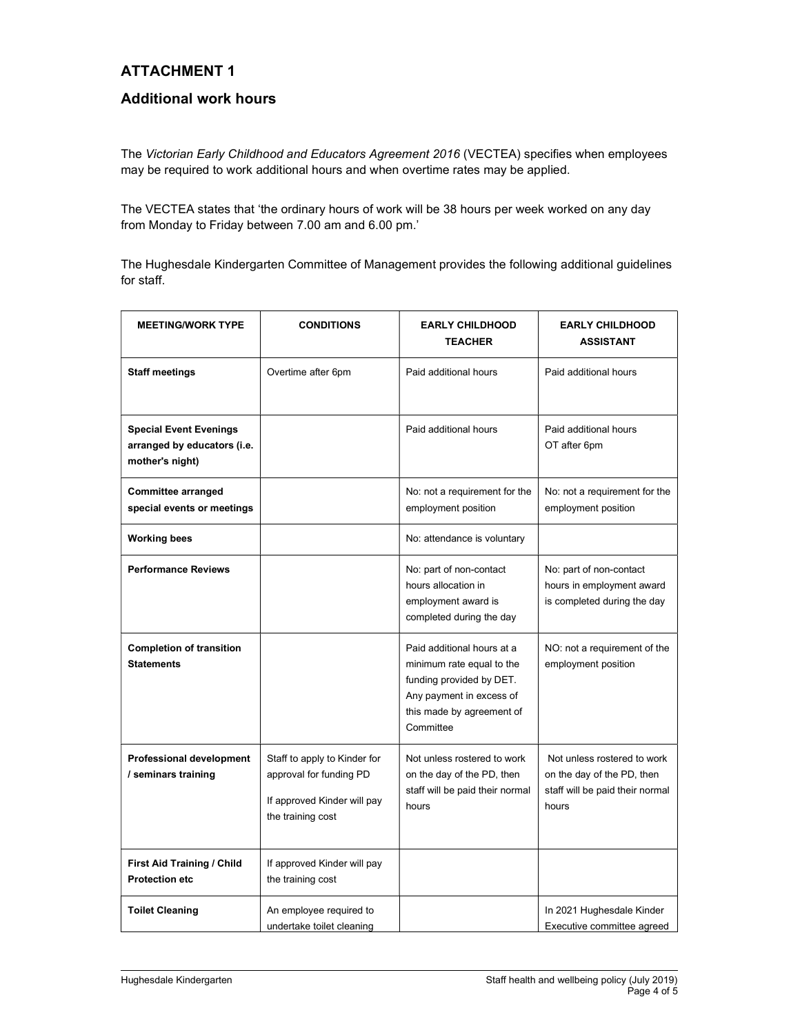## ATTACHMENT 1

## Additional work hours

The *Victorian Early Childhood and Educators Agreement 2016* (VECTEA) specifies when employees may be required to work additional hours and when overtime rates may be applied.

The VECTEA states that 'the ordinary hours of work will be 38 hours per week worked on any day from Monday to Friday between 7.00 am and 6.00 pm.'

The Hughesdale Kindergarten Committee of Management provides the following additional guidelines for staff.

| MEETING/WORK TYPE | CONDITIONS | EARLY CHILDHOOD TEACHER | EARLY CHILDHOOD ASSISTANT |
|---|---|---|---|
| **Staff meetings** | Overtime after 6pm | Paid additional hours | Paid additional hours |
| **Special Event Evenings arranged by educators (i.e. mother's night)** | | Paid additional hours | Paid additional hours<br>OT after 6pm |
| **Committee arranged special events or meetings** | | No: not a requirement for the employment position | No: not a requirement for the employment position |
| **Working bees** | | No: attendance is voluntary | |
| **Performance Reviews** | | No: part of non-contact hours allocation in employment award is completed during the day | No: part of non-contact hours in employment award is completed during the day |
| **Completion of transition Statements** | | Paid additional hours at a minimum rate equal to the funding provided by DET. Any payment in excess of this made by agreement of Committee | NO: not a requirement of the employment position |
| **Professional development / seminars training** | Staff to apply to Kinder for approval for funding PD<br>If approved Kinder will pay the training cost | Not unless rostered to work on the day of the PD, then staff will be paid their normal hours | Not unless rostered to work on the day of the PD, then staff will be paid their normal hours |
| **First Aid Training / Child Protection etc** | If approved Kinder will pay the training cost | | |
| **Toilet Cleaning** | An employee required to undertake toilet cleaning | | In 2021 Hughesdale Kinder Executive committee agreed |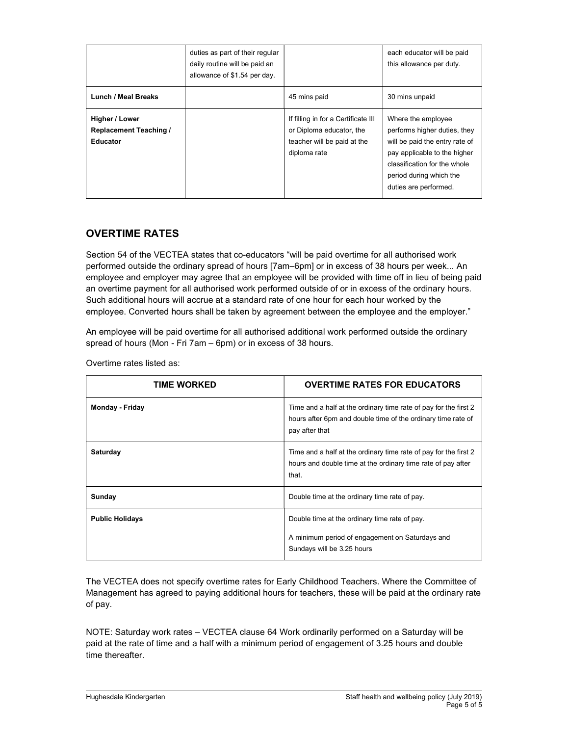| | | | |
|---|---|---|---|
| | duties as part of their regular daily routine will be paid an allowance of $1.54 per day. | | each educator will be paid this allowance per duty. |
| **Lunch / Meal Breaks** | | 45 mins paid | 30 mins unpaid |
| **Higher / Lower Replacement Teaching / Educator** | | If filling in for a Certificate III or Diploma educator, the teacher will be paid at the diploma rate | Where the employee performs higher duties, they will be paid the entry rate of pay applicable to the higher classification for the whole period during which the duties are performed. |

## OVERTIME RATES

Section 54 of the VECTEA states that co-educators "will be paid overtime for all authorised work performed outside the ordinary spread of hours [7am–6pm] or in excess of 38 hours per week... An employee and employer may agree that an employee will be provided with time off in lieu of being paid an overtime payment for all authorised work performed outside of or in excess of the ordinary hours. Such additional hours will accrue at a standard rate of one hour for each hour worked by the employee. Converted hours shall be taken by agreement between the employee and the employer."

An employee will be paid overtime for all authorised additional work performed outside the ordinary spread of hours (Mon - Fri 7am – 6pm) or in excess of 38 hours.

Overtime rates listed as:

| TIME WORKED | OVERTIME RATES FOR EDUCATORS |
|---|---|
| **Monday - Friday** | Time and a half at the ordinary time rate of pay for the first 2 hours after 6pm and double time of the ordinary time rate of pay after that |
| **Saturday** | Time and a half at the ordinary time rate of pay for the first 2 hours and double time at the ordinary time rate of pay after that. |
| **Sunday** | Double time at the ordinary time rate of pay. |
| **Public Holidays** | Double time at the ordinary time rate of pay.<br><br>A minimum period of engagement on Saturdays and Sundays will be 3.25 hours |

The VECTEA does not specify overtime rates for Early Childhood Teachers. Where the Committee of Management has agreed to paying additional hours for teachers, these will be paid at the ordinary rate of pay.

NOTE: Saturday work rates – VECTEA clause 64 Work ordinarily performed on a Saturday will be paid at the rate of time and a half with a minimum period of engagement of 3.25 hours and double time thereafter.